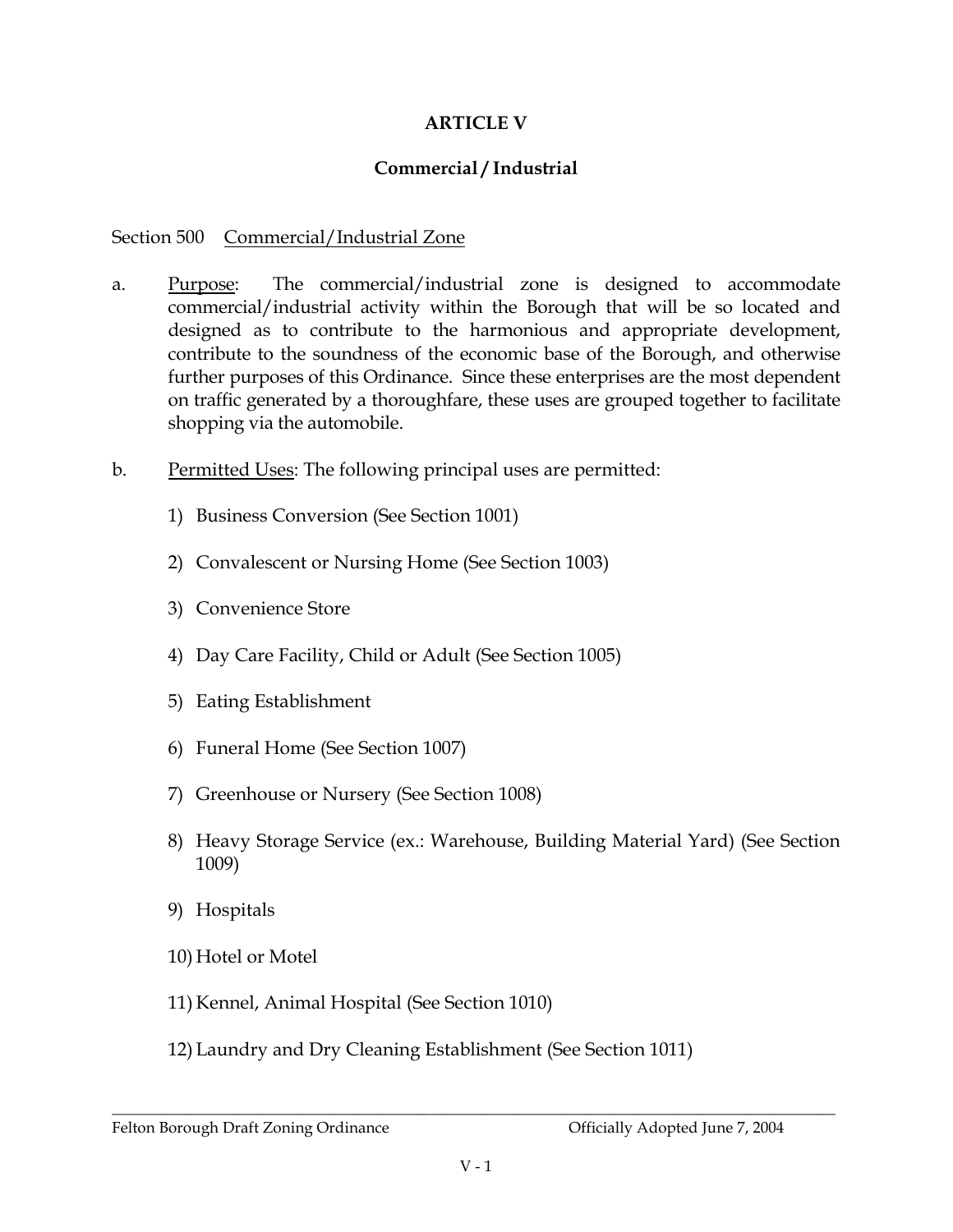# ARTICLE V

## Commercial / Industrial

Section 500 Commercial/Industrial Zone

a. Purpose: The commercial/industrial zone is designed to accommodate commercial/industrial activity within the Borough that will be so located and designed as to contribute to the harmonious and appropriate development, contribute to the soundness of the economic base of the Borough, and otherwise further purposes of this Ordinance. Since these enterprises are the most dependent on traffic generated by a thoroughfare, these uses are grouped together to facilitate shopping via the automobile.

b. Permitted Uses: The following principal uses are permitted:

1) Business Conversion (See Section 1001)

2) Convalescent or Nursing Home (See Section 1003)

3) Convenience Store

4) Day Care Facility, Child or Adult (See Section 1005)

5) Eating Establishment

6) Funeral Home (See Section 1007)

7) Greenhouse or Nursery (See Section 1008)

8) Heavy Storage Service (ex.: Warehouse, Building Material Yard) (See Section 1009)

9) Hospitals

10) Hotel or Motel

11) Kennel, Animal Hospital (See Section 1010)

12) Laundry and Dry Cleaning Establishment (See Section 1011)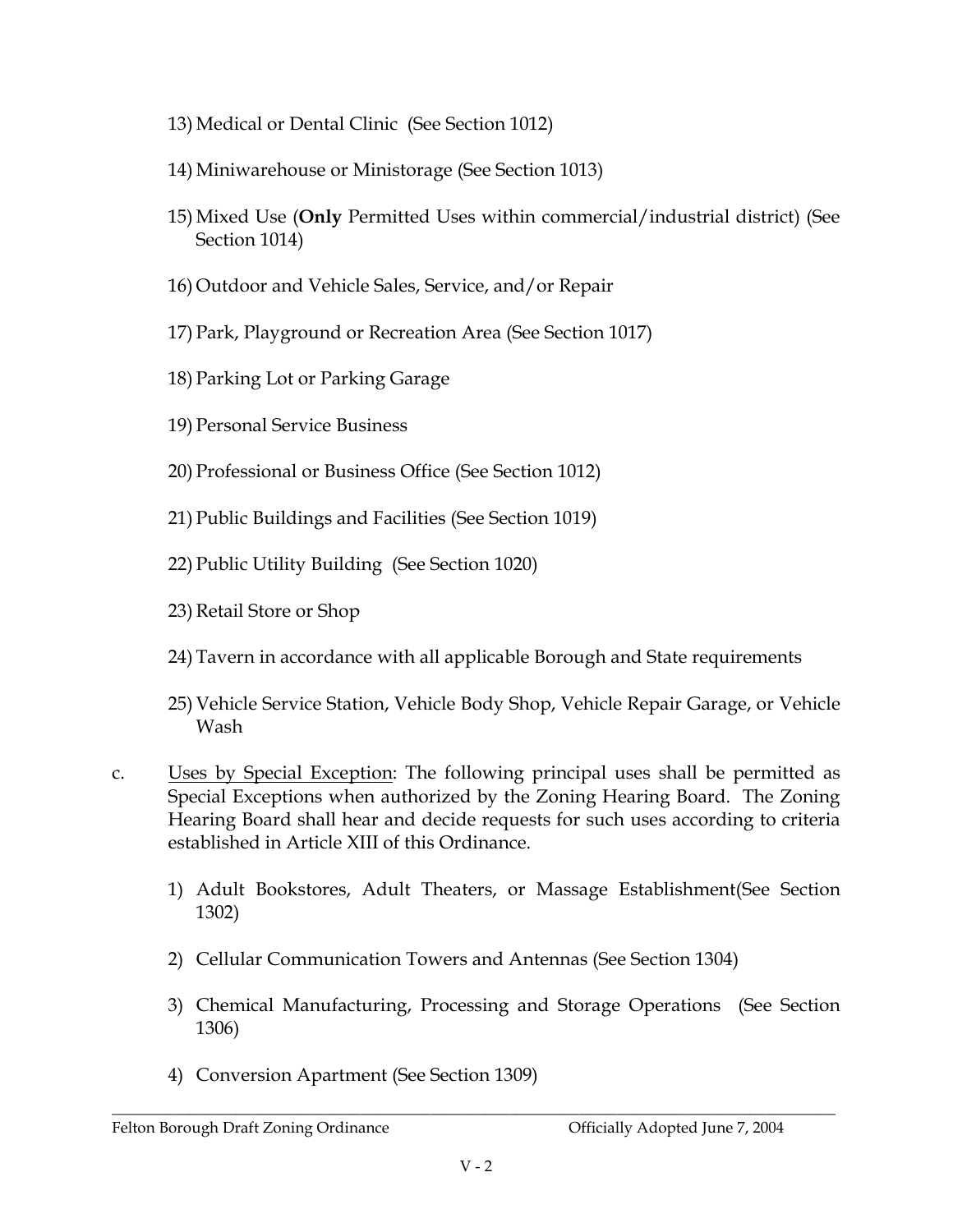13) Medical or Dental Clinic (See Section 1012)

14) Miniwarehouse or Ministorage (See Section 1013)

15) Mixed Use (**Only** Permitted Uses within commercial/industrial district) (See Section 1014)

16) Outdoor and Vehicle Sales, Service, and/or Repair

17) Park, Playground or Recreation Area (See Section 1017)

18) Parking Lot or Parking Garage

19) Personal Service Business

20) Professional or Business Office (See Section 1012)

21) Public Buildings and Facilities (See Section 1019)

22) Public Utility Building (See Section 1020)

23) Retail Store or Shop

24) Tavern in accordance with all applicable Borough and State requirements

25) Vehicle Service Station, Vehicle Body Shop, Vehicle Repair Garage, or Vehicle Wash

c. <u>Uses by Special Exception</u>: The following principal uses shall be permitted as Special Exceptions when authorized by the Zoning Hearing Board. The Zoning Hearing Board shall hear and decide requests for such uses according to criteria established in Article XIII of this Ordinance.

   1) Adult Bookstores, Adult Theaters, or Massage Establishment(See Section 1302)

   2) Cellular Communication Towers and Antennas (See Section 1304)

   3) Chemical Manufacturing, Processing and Storage Operations (See Section 1306)

   4) Conversion Apartment (See Section 1309)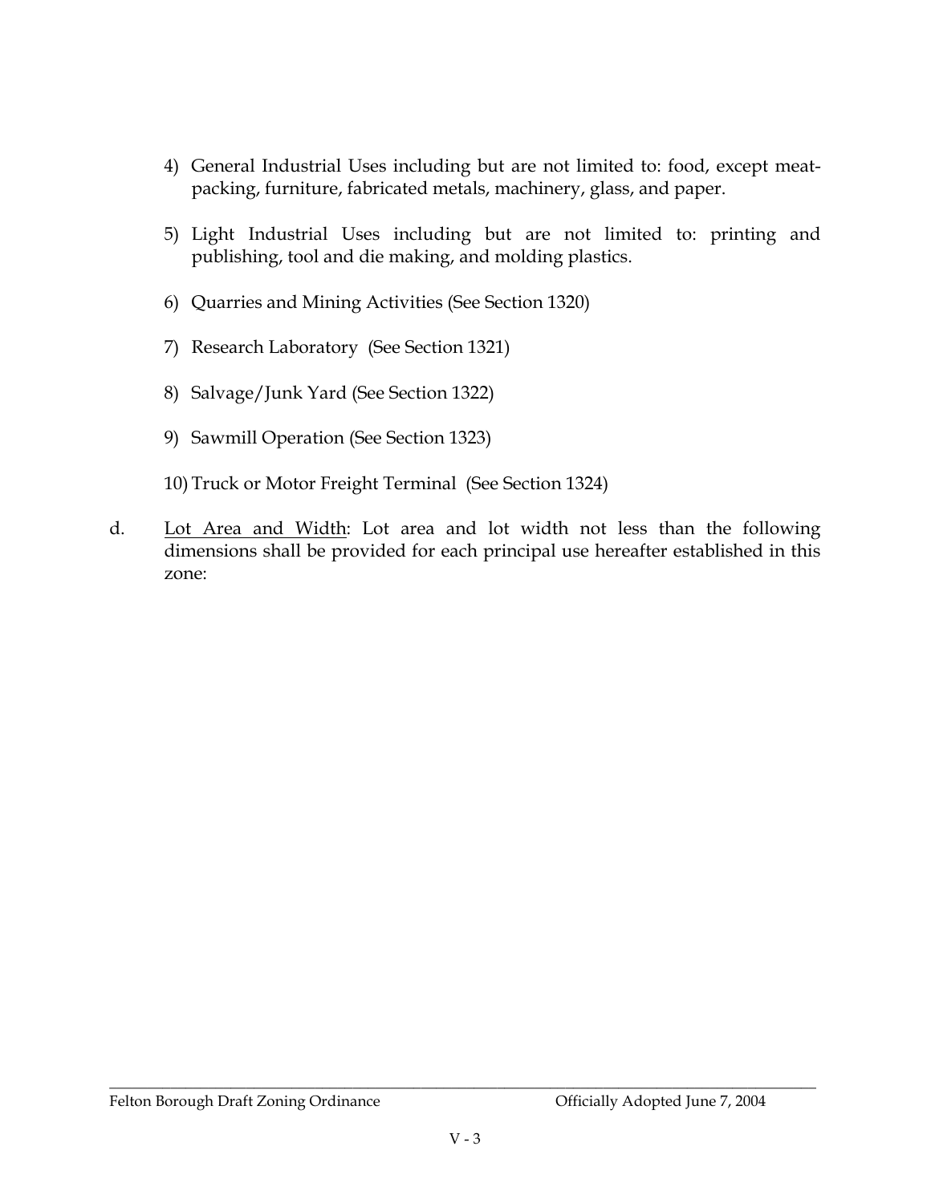4) General Industrial Uses including but are not limited to: food, except meat-packing, furniture, fabricated metals, machinery, glass, and paper.

5) Light Industrial Uses including but are not limited to: printing and publishing, tool and die making, and molding plastics.

6) Quarries and Mining Activities (See Section 1320)

7) Research Laboratory (See Section 1321)

8) Salvage/Junk Yard (See Section 1322)

9) Sawmill Operation (See Section 1323)

10) Truck or Motor Freight Terminal (See Section 1324)

d. <u>Lot Area and Width</u>: Lot area and lot width not less than the following dimensions shall be provided for each principal use hereafter established in this zone: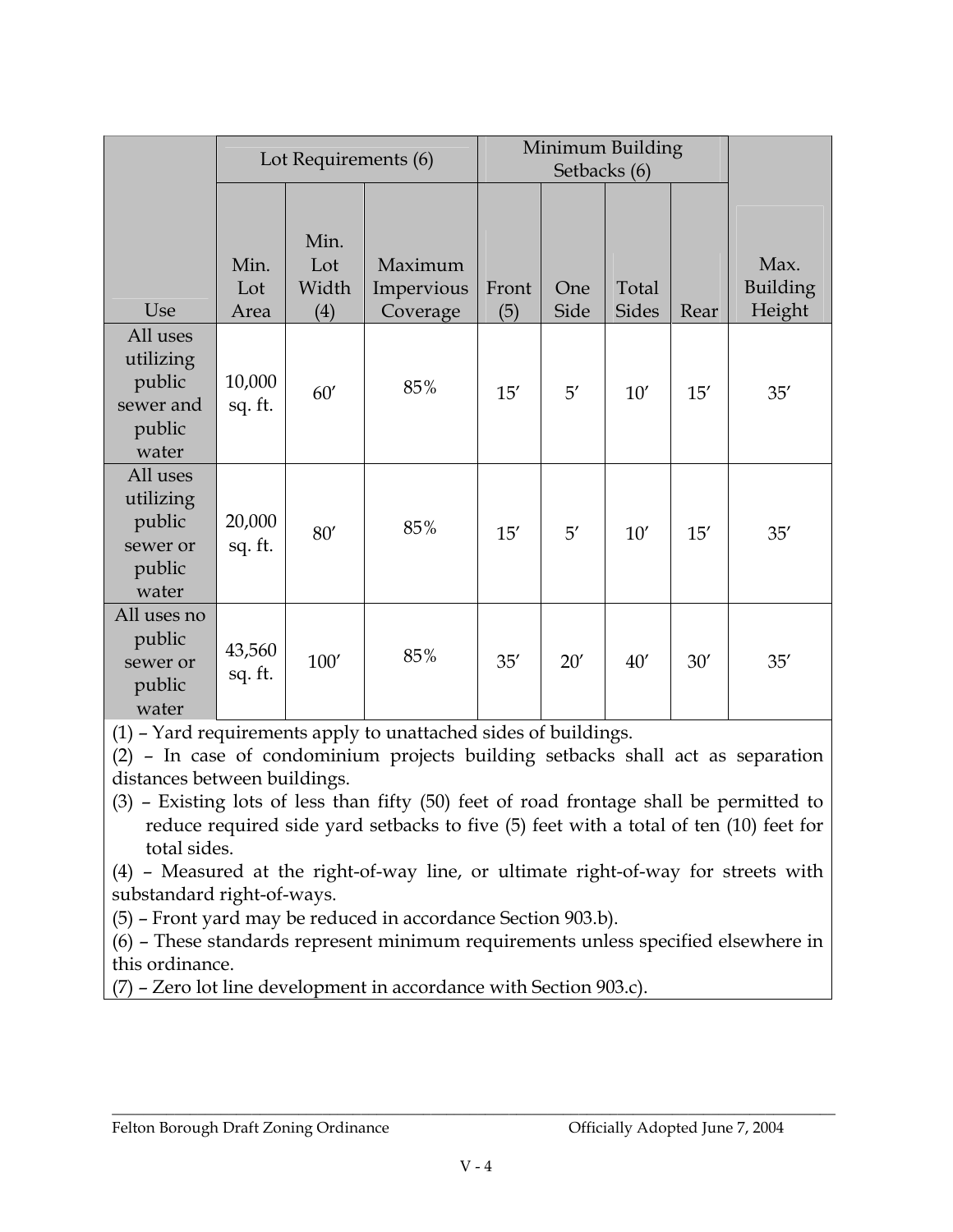| Use | Lot Requirements (6) | | | Minimum Building Setbacks (6) | | | | Max. Building Height |
|---|---|---|---|---|---|---|---|---|
| | Min. Lot Area | Min. Lot Width (4) | Maximum Impervious Coverage | Front (5) | One Side | Total Sides | Rear | |
| All uses utilizing public sewer and public water | 10,000 sq. ft. | 60′ | 85% | 15′ | 5′ | 10′ | 15′ | 35′ |
| All uses utilizing public sewer or public water | 20,000 sq. ft. | 80′ | 85% | 15′ | 5′ | 10′ | 15′ | 35′ |
| All uses no public sewer or public water | 43,560 sq. ft. | 100′ | 85% | 35′ | 20′ | 40′ | 30′ | 35′ |

(1) – Yard requirements apply to unattached sides of buildings.

(2) – In case of condominium projects building setbacks shall act as separation distances between buildings.

(3) – Existing lots of less than fifty (50) feet of road frontage shall be permitted to reduce required side yard setbacks to five (5) feet with a total of ten (10) feet for total sides.

(4) – Measured at the right-of-way line, or ultimate right-of-way for streets with substandard right-of-ways.

(5) – Front yard may be reduced in accordance Section 903.b).

(6) – These standards represent minimum requirements unless specified elsewhere in this ordinance.

(7) – Zero lot line development in accordance with Section 903.c).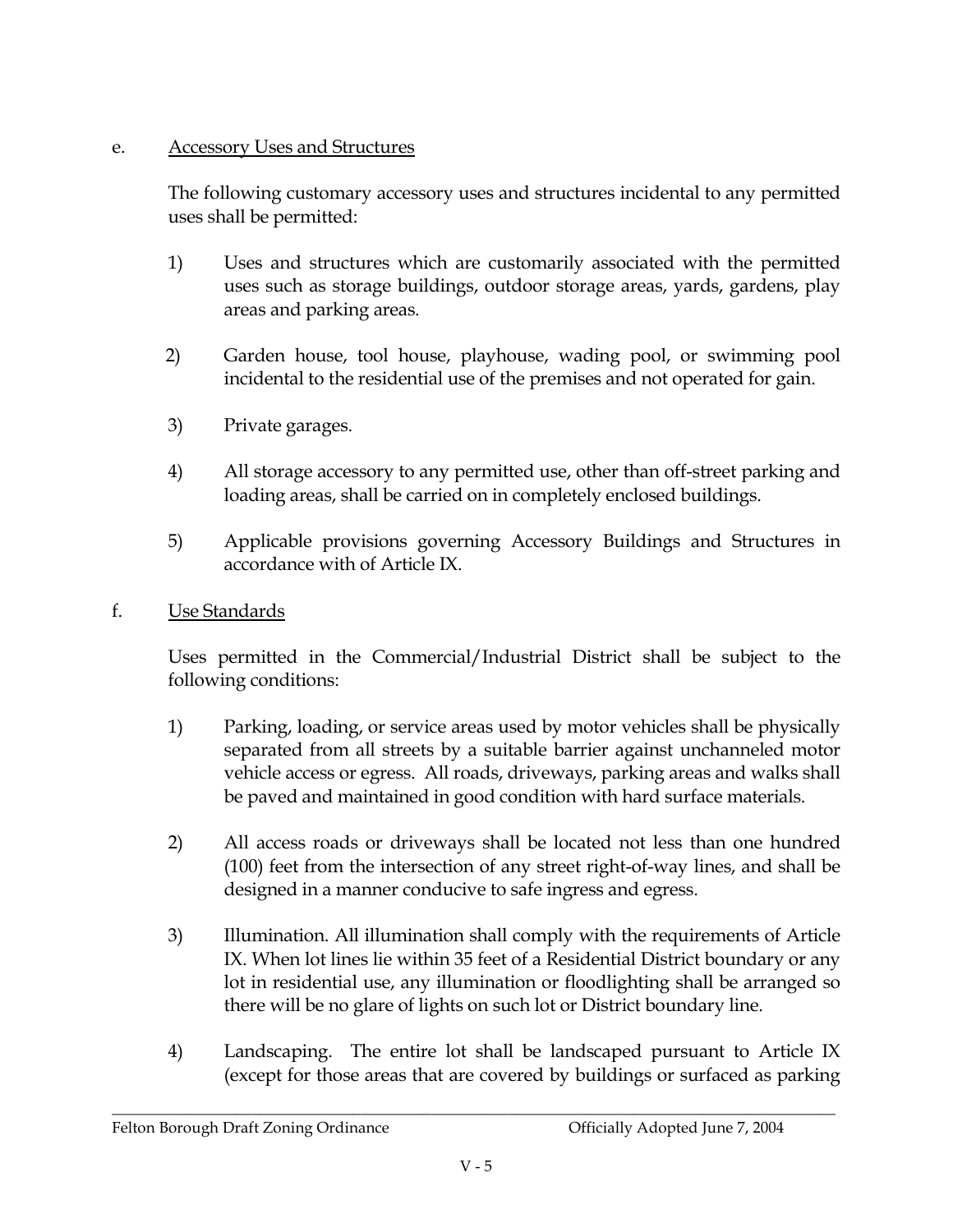e. <u>Accessory Uses and Structures</u>

The following customary accessory uses and structures incidental to any permitted uses shall be permitted:

1) Uses and structures which are customarily associated with the permitted uses such as storage buildings, outdoor storage areas, yards, gardens, play areas and parking areas.

2) Garden house, tool house, playhouse, wading pool, or swimming pool incidental to the residential use of the premises and not operated for gain.

3) Private garages.

4) All storage accessory to any permitted use, other than off-street parking and loading areas, shall be carried on in completely enclosed buildings.

5) Applicable provisions governing Accessory Buildings and Structures in accordance with of Article IX.

f. <u>Use Standards</u>

Uses permitted in the Commercial/Industrial District shall be subject to the following conditions:

1) Parking, loading, or service areas used by motor vehicles shall be physically separated from all streets by a suitable barrier against unchanneled motor vehicle access or egress. All roads, driveways, parking areas and walks shall be paved and maintained in good condition with hard surface materials.

2) All access roads or driveways shall be located not less than one hundred (100) feet from the intersection of any street right-of-way lines, and shall be designed in a manner conducive to safe ingress and egress.

3) Illumination. All illumination shall comply with the requirements of Article IX. When lot lines lie within 35 feet of a Residential District boundary or any lot in residential use, any illumination or floodlighting shall be arranged so there will be no glare of lights on such lot or District boundary line.

4) Landscaping. The entire lot shall be landscaped pursuant to Article IX (except for those areas that are covered by buildings or surfaced as parking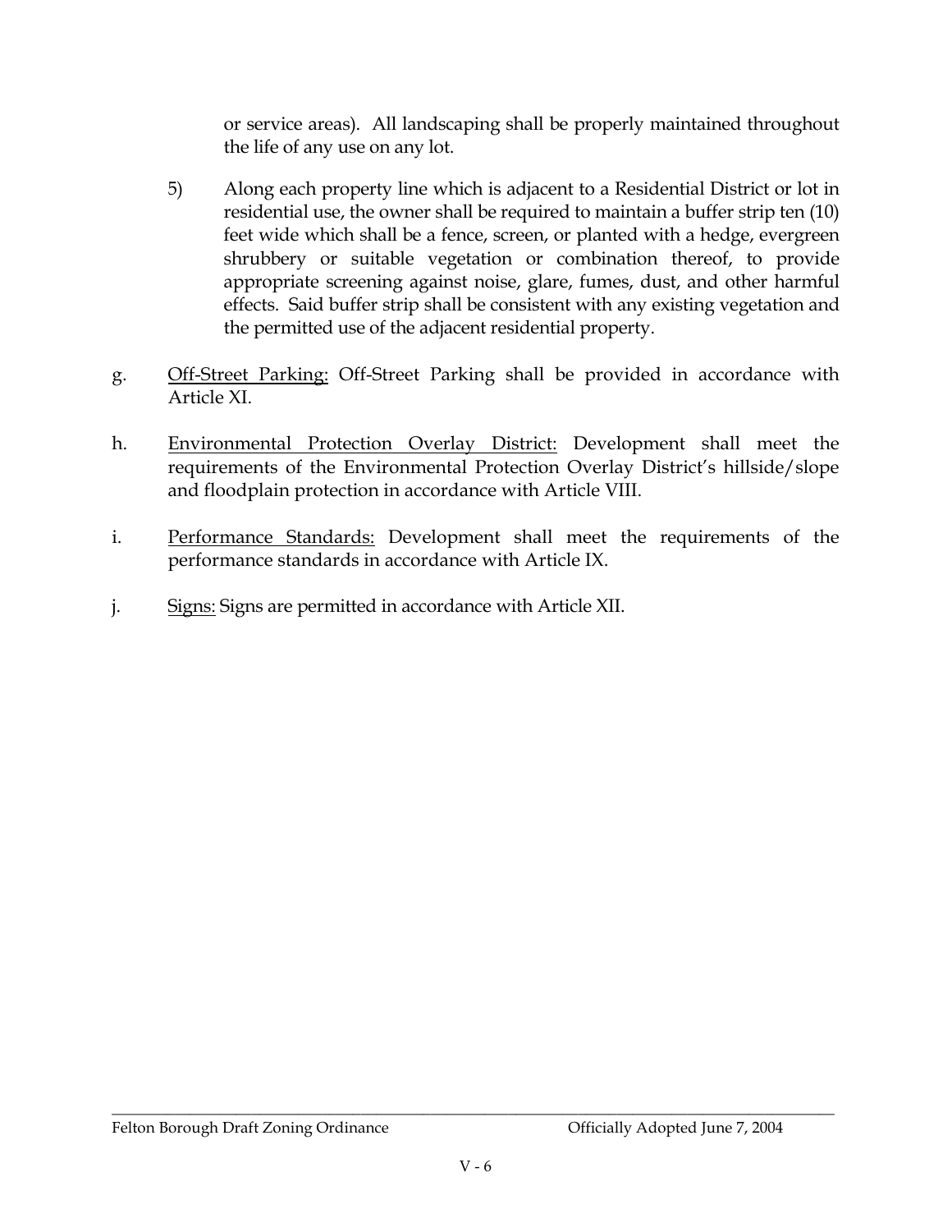or service areas). All landscaping shall be properly maintained throughout the life of any use on any lot.

5) Along each property line which is adjacent to a Residential District or lot in residential use, the owner shall be required to maintain a buffer strip ten (10) feet wide which shall be a fence, screen, or planted with a hedge, evergreen shrubbery or suitable vegetation or combination thereof, to provide appropriate screening against noise, glare, fumes, dust, and other harmful effects. Said buffer strip shall be consistent with any existing vegetation and the permitted use of the adjacent residential property.

g. <u>Off-Street Parking:</u> Off-Street Parking shall be provided in accordance with Article XI.

h. <u>Environmental Protection Overlay District:</u> Development shall meet the requirements of the Environmental Protection Overlay District's hillside/slope and floodplain protection in accordance with Article VIII.

i. <u>Performance Standards:</u> Development shall meet the requirements of the performance standards in accordance with Article IX.

j. <u>Signs:</u> Signs are permitted in accordance with Article XII.